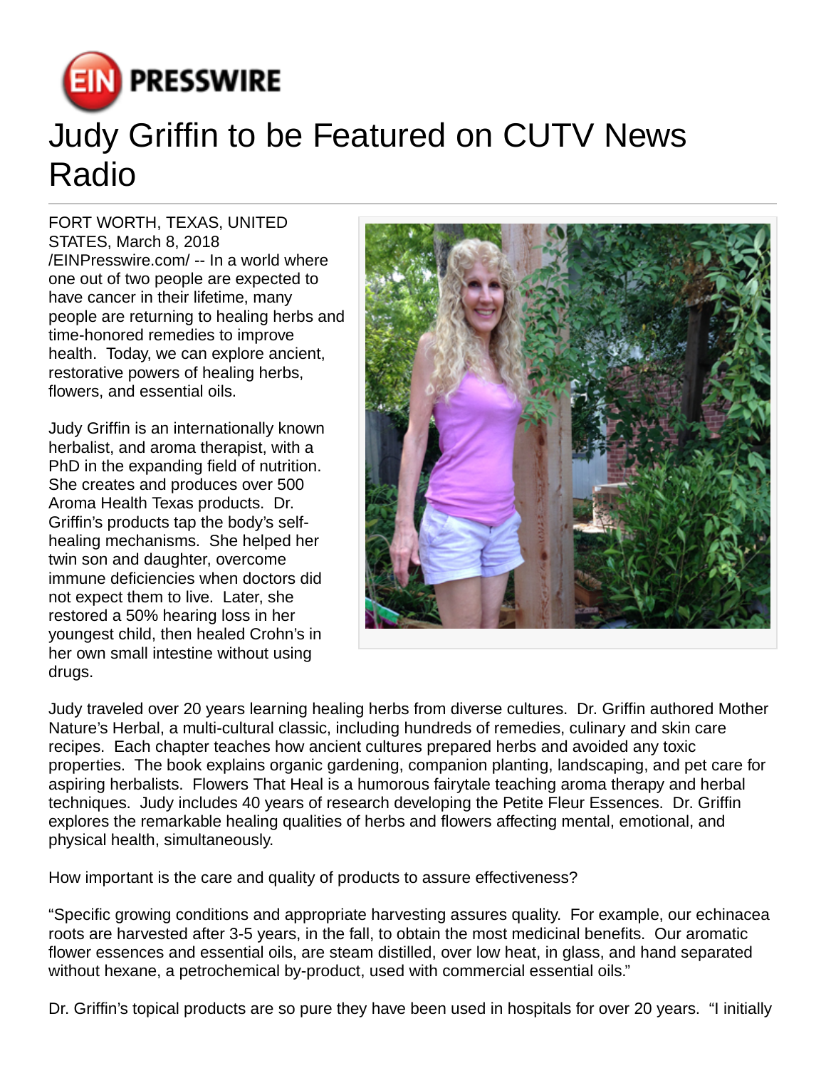# Judy Griffin to be Featured on CUTV News Radio

FORT WORTH, TEXAS, UNITED STATES, March 8, 2018 /EINPresswire.com/ -- In a world where one out of two people are expected to have cancer in their lifetime, many people are returning to healing herbs and time-honored remedies to improve health. Today, we can explore ancient, restorative powers of healing herbs, flowers, and essential oils.

Judy Griffin is an internationally known herbalist, and aroma therapist, with a PhD in the expanding field of nutrition. She creates and produces over 500 Aroma Health Texas products. Dr. Griffin's products tap the body's self-healing mechanisms. She helped her twin son and daughter, overcome immune deficiencies when doctors did not expect them to live. Later, she restored a 50% hearing loss in her youngest child, then healed Crohn's in her own small intestine without using drugs.

Judy traveled over 20 years learning healing herbs from diverse cultures. Dr. Griffin authored Mother Nature's Herbal, a multi-cultural classic, including hundreds of remedies, culinary and skin care recipes. Each chapter teaches how ancient cultures prepared herbs and avoided any toxic properties. The book explains organic gardening, companion planting, landscaping, and pet care for aspiring herbalists. Flowers That Heal is a humorous fairytale teaching aroma therapy and herbal techniques. Judy includes 40 years of research developing the Petite Fleur Essences. Dr. Griffin explores the remarkable healing qualities of herbs and flowers affecting mental, emotional, and physical health, simultaneously.

How important is the care and quality of products to assure effectiveness?

"Specific growing conditions and appropriate harvesting assures quality. For example, our echinacea roots are harvested after 3-5 years, in the fall, to obtain the most medicinal benefits. Our aromatic flower essences and essential oils, are steam distilled, over low heat, in glass, and hand separated without hexane, a petrochemical by-product, used with commercial essential oils."

Dr. Griffin's topical products are so pure they have been used in hospitals for over 20 years. "I initially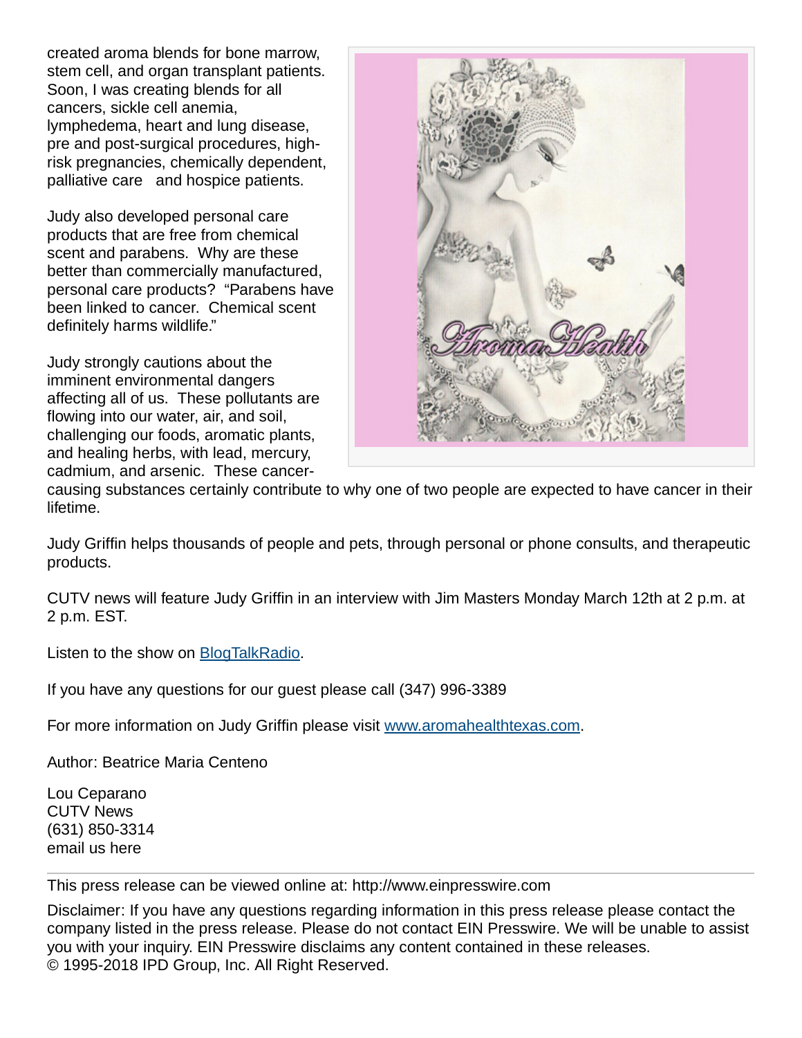created aroma blends for bone marrow, stem cell, and organ transplant patients. Soon, I was creating blends for all cancers, sickle cell anemia, lymphedema, heart and lung disease, pre and post-surgical procedures, high-risk pregnancies, chemically dependent, palliative care and hospice patients.

Judy also developed personal care products that are free from chemical scent and parabens. Why are these better than commercially manufactured, personal care products? "Parabens have been linked to cancer. Chemical scent definitely harms wildlife."

Judy strongly cautions about the imminent environmental dangers affecting all of us. These pollutants are flowing into our water, air, and soil, challenging our foods, aromatic plants, and healing herbs, with lead, mercury, cadmium, and arsenic. These cancer-causing substances certainly contribute to why one of two people are expected to have cancer in their lifetime.

Judy Griffin helps thousands of people and pets, through personal or phone consults, and therapeutic products.

CUTV news will feature Judy Griffin in an interview with Jim Masters Monday March 12th at 2 p.m. at 2 p.m. EST.

Listen to the show on BlogTalkRadio.

If you have any questions for our guest please call (347) 996-3389

For more information on Judy Griffin please visit www.aromahealthtexas.com.

Author: Beatrice Maria Centeno

Lou Ceparano
CUTV News
(631) 850-3314
email us here

This press release can be viewed online at: http://www.einpresswire.com

Disclaimer: If you have any questions regarding information in this press release please contact the company listed in the press release. Please do not contact EIN Presswire. We will be unable to assist you with your inquiry. EIN Presswire disclaims any content contained in these releases.
© 1995-2018 IPD Group, Inc. All Right Reserved.